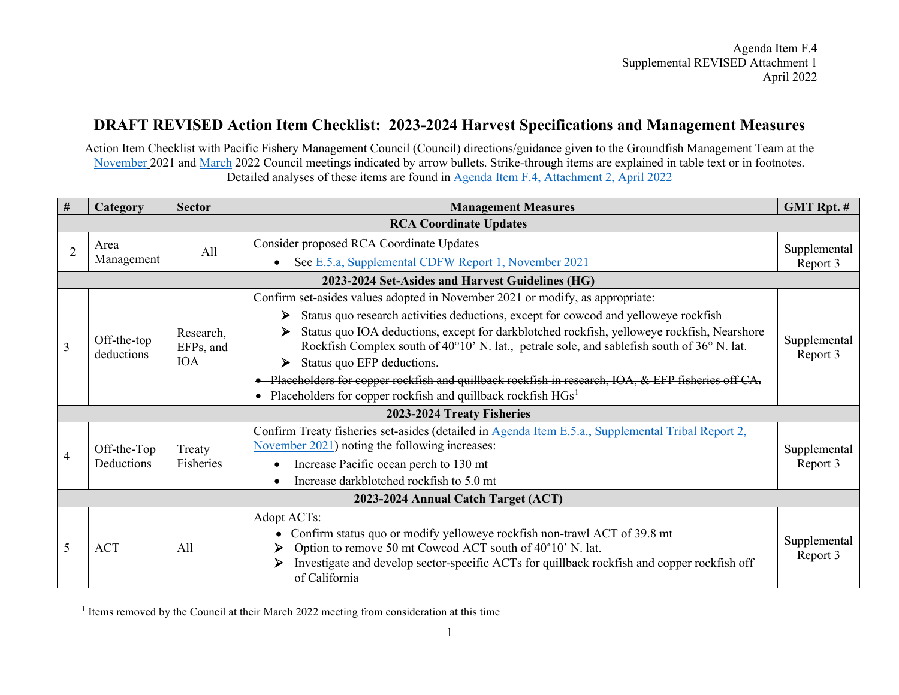Agenda Item F.4
Supplemental REVISED Attachment 1
April 2022

# DRAFT REVISED Action Item Checklist: 2023-2024 Harvest Specifications and Management Measures

Action Item Checklist with Pacific Fishery Management Council (Council) directions/guidance given to the Groundfish Management Team at the November 2021 and March 2022 Council meetings indicated by arrow bullets. Strike-through items are explained in table text or in footnotes. Detailed analyses of these items are found in Agenda Item F.4, Attachment 2, April 2022

| # | Category | Sector | Management Measures | GMT Rpt. # |
|---|---|---|---|---|
| **RCA Coordinate Updates** | | | | |
| 2 | Area Management | All | Consider proposed RCA Coordinate Updates<br>• See E.5.a, Supplemental CDFW Report 1, November 2021 | Supplemental Report 3 |
| **2023-2024 Set-Asides and Harvest Guidelines (HG)** | | | | |
| 3 | Off-the-top deductions | Research, EFPs, and IOA | Confirm set-asides values adopted in November 2021 or modify, as appropriate:<br>➢ Status quo research activities deductions, except for cowcod and yelloweye rockfish<br>➢ Status quo IOA deductions, except for darkblotched rockfish, yelloweye rockfish, Nearshore Rockfish Complex south of 40°10' N. lat., petrale sole, and sablefish south of 36° N. lat.<br>➢ Status quo EFP deductions.<br>• ~~Placeholders for copper rockfish and quillback rockfish in research, IOA, & EFP fisheries off CA.~~<br>• ~~Placeholders for copper rockfish and quillback rockfish HGs~~[1] | Supplemental Report 3 |
| **2023-2024 Treaty Fisheries** | | | | |
| 4 | Off-the-Top Deductions | Treaty Fisheries | Confirm Treaty fisheries set-asides (detailed in Agenda Item E.5.a., Supplemental Tribal Report 2, November 2021) noting the following increases:<br>• Increase Pacific ocean perch to 130 mt<br>• Increase darkblotched rockfish to 5.0 mt | Supplemental Report 3 |
| **2023-2024 Annual Catch Target (ACT)** | | | | |
| 5 | ACT | All | Adopt ACTs:<br>• Confirm status quo or modify yelloweye rockfish non-trawl ACT of 39.8 mt<br>➢ Option to remove 50 mt Cowcod ACT south of 40°10' N. lat.<br>➢ Investigate and develop sector-specific ACTs for quillback rockfish and copper rockfish off of California | Supplemental Report 3 |

[1] Items removed by the Council at their March 2022 meeting from consideration at this time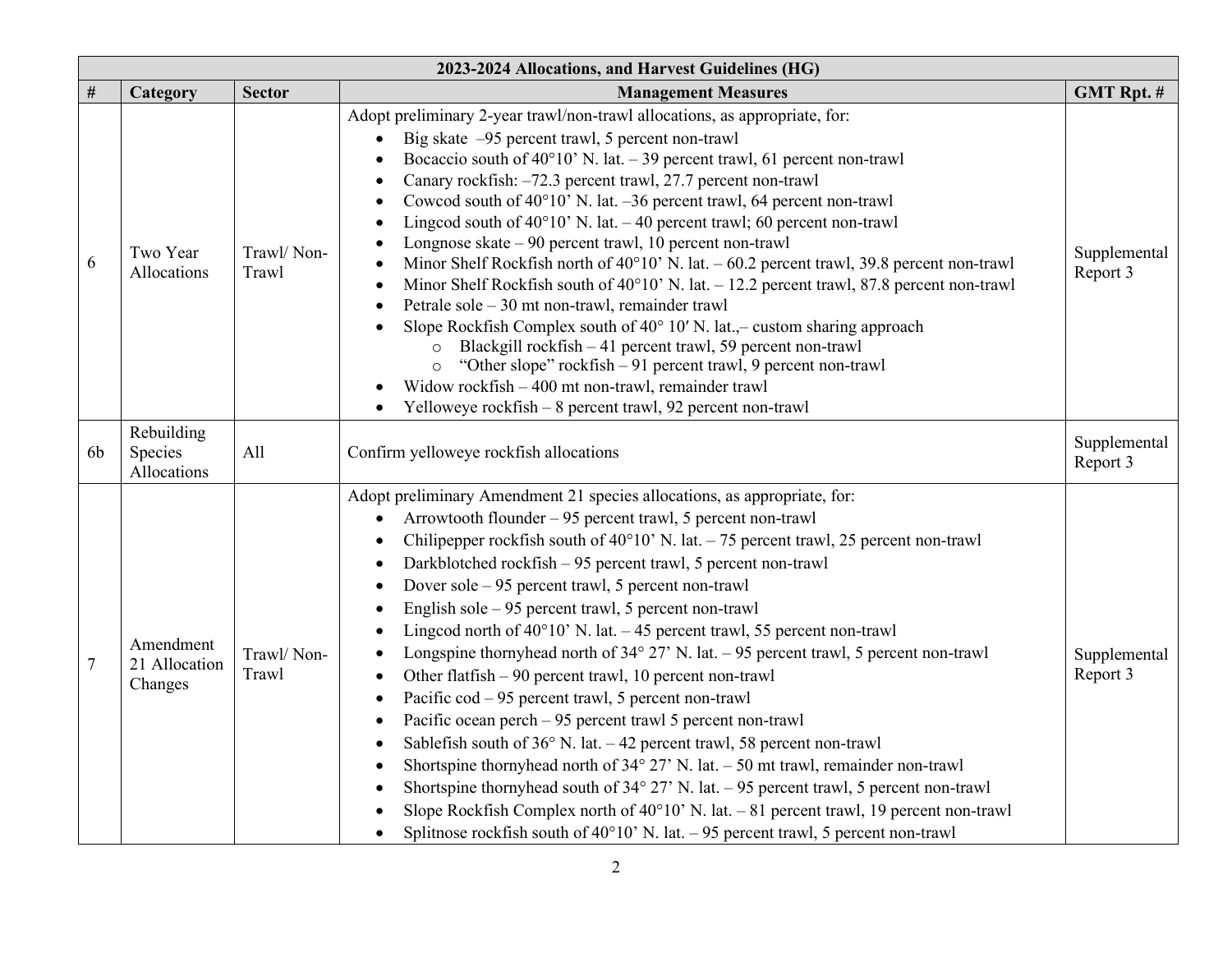| 2023-2024 Allocations, and Harvest Guidelines (HG) | | | | |
|---|---|---|---|---|
| # | Category | Sector | Management Measures | GMT Rpt. # |
| 6 | Two Year Allocations | Trawl/ Non-Trawl | Adopt preliminary 2-year trawl/non-trawl allocations, as appropriate, for:<br>• Big skate –95 percent trawl, 5 percent non-trawl<br>• Bocaccio south of 40°10' N. lat. – 39 percent trawl, 61 percent non-trawl<br>• Canary rockfish: –72.3 percent trawl, 27.7 percent non-trawl<br>• Cowcod south of 40°10' N. lat. –36 percent trawl, 64 percent non-trawl<br>• Lingcod south of 40°10' N. lat. – 40 percent trawl; 60 percent non-trawl<br>• Longnose skate – 90 percent trawl, 10 percent non-trawl<br>• Minor Shelf Rockfish north of 40°10' N. lat. – 60.2 percent trawl, 39.8 percent non-trawl<br>• Minor Shelf Rockfish south of 40°10' N. lat. – 12.2 percent trawl, 87.8 percent non-trawl<br>• Petrale sole – 30 mt non-trawl, remainder trawl<br>• Slope Rockfish Complex south of 40° 10′ N. lat.,– custom sharing approach<br>&nbsp;&nbsp;&nbsp;&nbsp;○ Blackgill rockfish – 41 percent trawl, 59 percent non-trawl<br>&nbsp;&nbsp;&nbsp;&nbsp;○ "Other slope" rockfish – 91 percent trawl, 9 percent non-trawl<br>• Widow rockfish – 400 mt non-trawl, remainder trawl<br>• Yelloweye rockfish – 8 percent trawl, 92 percent non-trawl | Supplemental Report 3 |
| 6b | Rebuilding Species Allocations | All | Confirm yelloweye rockfish allocations | Supplemental Report 3 |
| 7 | Amendment 21 Allocation Changes | Trawl/ Non-Trawl | Adopt preliminary Amendment 21 species allocations, as appropriate, for:<br>• Arrowtooth flounder – 95 percent trawl, 5 percent non-trawl<br>• Chilipepper rockfish south of 40°10' N. lat. – 75 percent trawl, 25 percent non-trawl<br>• Darkblotched rockfish – 95 percent trawl, 5 percent non-trawl<br>• Dover sole – 95 percent trawl, 5 percent non-trawl<br>• English sole – 95 percent trawl, 5 percent non-trawl<br>• Lingcod north of 40°10' N. lat. – 45 percent trawl, 55 percent non-trawl<br>• Longspine thornyhead north of 34° 27' N. lat. – 95 percent trawl, 5 percent non-trawl<br>• Other flatfish – 90 percent trawl, 10 percent non-trawl<br>• Pacific cod – 95 percent trawl, 5 percent non-trawl<br>• Pacific ocean perch – 95 percent trawl 5 percent non-trawl<br>• Sablefish south of 36° N. lat. – 42 percent trawl, 58 percent non-trawl<br>• Shortspine thornyhead north of 34° 27' N. lat. – 50 mt trawl, remainder non-trawl<br>• Shortspine thornyhead south of 34° 27' N. lat. – 95 percent trawl, 5 percent non-trawl<br>• Slope Rockfish Complex north of 40°10' N. lat. – 81 percent trawl, 19 percent non-trawl<br>• Splitnose rockfish south of 40°10' N. lat. – 95 percent trawl, 5 percent non-trawl | Supplemental Report 3 |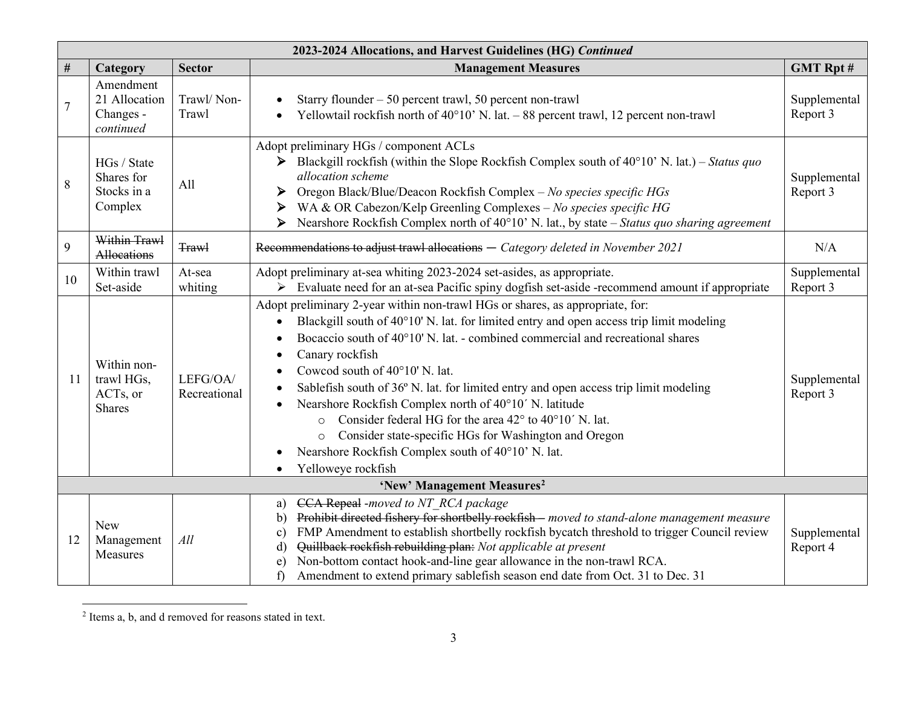| 2023-2024 Allocations, and Harvest Guidelines (HG) *Continued* | | | | |
|---|---|---|---|---|
| **#** | **Category** | **Sector** | **Management Measures** | **GMT Rpt #** |
| 7 | Amendment 21 Allocation Changes - *continued* | Trawl/ Non-Trawl | • Starry flounder – 50 percent trawl, 50 percent non-trawl<br>• Yellowtail rockfish north of 40°10' N. lat. – 88 percent trawl, 12 percent non-trawl | Supplemental Report 3 |
| 8 | HGs / State Shares for Stocks in a Complex | All | Adopt preliminary HGs / component ACLs<br>➢ Blackgill rockfish (within the Slope Rockfish Complex south of 40°10' N. lat.) – *Status quo allocation scheme*<br>➢ Oregon Black/Blue/Deacon Rockfish Complex – *No species specific HGs*<br>➢ WA & OR Cabezon/Kelp Greenling Complexes – *No species specific HG*<br>➢ Nearshore Rockfish Complex north of 40°10' N. lat., by state – *Status quo sharing agreement* | Supplemental Report 3 |
| 9 | ~~Within Trawl Allocations~~ | ~~Trawl~~ | ~~Recommendations to adjust trawl allocations~~ — *Category deleted in November 2021* | N/A |
| 10 | Within trawl Set-aside | At-sea whiting | Adopt preliminary at-sea whiting 2023-2024 set-asides, as appropriate.<br>➢ Evaluate need for an at-sea Pacific spiny dogfish set-aside -recommend amount if appropriate | Supplemental Report 3 |
| 11 | Within non-trawl HGs, ACTs, or Shares | LEFG/OA/ Recreational | Adopt preliminary 2-year within non-trawl HGs or shares, as appropriate, for:<br>• Blackgill south of 40°10' N. lat. for limited entry and open access trip limit modeling<br>• Bocaccio south of 40°10' N. lat. - combined commercial and recreational shares<br>• Canary rockfish<br>• Cowcod south of 40°10' N. lat.<br>• Sablefish south of 36º N. lat. for limited entry and open access trip limit modeling<br>• Nearshore Rockfish Complex north of 40°10´ N. latitude<br>  ○ Consider federal HG for the area 42° to 40°10´ N. lat.<br>  ○ Consider state-specific HGs for Washington and Oregon<br>• Nearshore Rockfish Complex south of 40°10' N. lat.<br>• Yelloweye rockfish | Supplemental Report 3 |
| **'New' Management Measures[2]** | | | | |
| 12 | New Management Measures | *All* | a) ~~CCA Repeal~~ *-moved to NT_RCA package*<br>b) ~~Prohibit directed fishery for shortbelly rockfish –~~ *moved to stand-alone management measure*<br>c) FMP Amendment to establish shortbelly rockfish bycatch threshold to trigger Council review<br>d) ~~Quillback rockfish rebuilding plan:~~ *Not applicable at present*<br>e) Non-bottom contact hook-and-line gear allowance in the non-trawl RCA.<br>f) Amendment to extend primary sablefish season end date from Oct. 31 to Dec. 31 | Supplemental Report 4 |

[2] Items a, b, and d removed for reasons stated in text.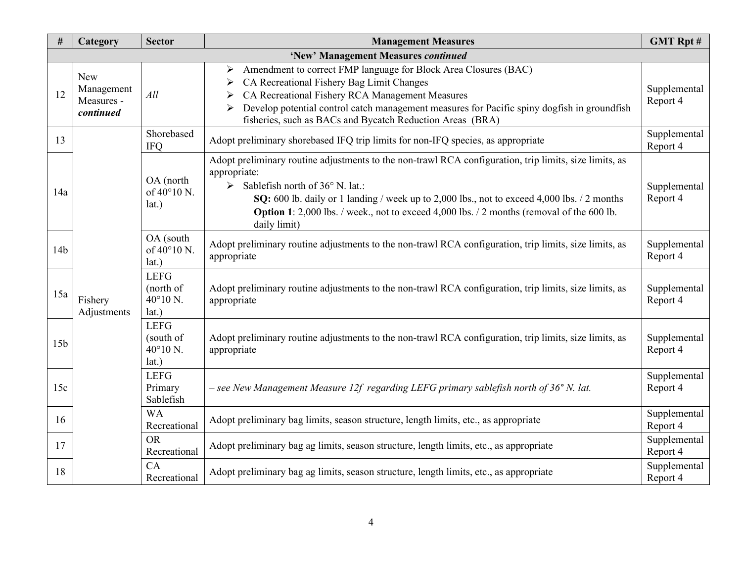| # | Category | Sector | Management Measures | GMT Rpt # |
|---|---|---|---|---|
| | | | **'New' Management Measures *continued*** | |
| 12 | New Management Measures - ***continued*** | *All* | ➢ Amendment to correct FMP language for Block Area Closures (BAC)<br>➢ CA Recreational Fishery Bag Limit Changes<br>➢ CA Recreational Fishery RCA Management Measures<br>➢ Develop potential control catch management measures for Pacific spiny dogfish in groundfish fisheries, such as BACs and Bycatch Reduction Areas (BRA) | Supplemental Report 4 |
| 13 | Fishery Adjustments | Shorebased IFQ | Adopt preliminary shorebased IFQ trip limits for non-IFQ species, as appropriate | Supplemental Report 4 |
| 14a | | OA (north of 40°10 N. lat.) | Adopt preliminary routine adjustments to the non-trawl RCA configuration, trip limits, size limits, as appropriate:<br>➢ Sablefish north of 36° N. lat.:<br>**SQ:** 600 lb. daily or 1 landing / week up to 2,000 lbs., not to exceed 4,000 lbs. / 2 months<br>**Option 1**: 2,000 lbs. / week., not to exceed 4,000 lbs. / 2 months (removal of the 600 lb. daily limit) | Supplemental Report 4 |
| 14b | | OA (south of 40°10 N. lat.) | Adopt preliminary routine adjustments to the non-trawl RCA configuration, trip limits, size limits, as appropriate | Supplemental Report 4 |
| 15a | | LEFG (north of 40°10 N. lat.) | Adopt preliminary routine adjustments to the non-trawl RCA configuration, trip limits, size limits, as appropriate | Supplemental Report 4 |
| 15b | | LEFG (south of 40°10 N. lat.) | Adopt preliminary routine adjustments to the non-trawl RCA configuration, trip limits, size limits, as appropriate | Supplemental Report 4 |
| 15c | | LEFG Primary Sablefish | *– see New Management Measure 12f regarding LEFG primary sablefish north of 36° N. lat.* | Supplemental Report 4 |
| 16 | | WA Recreational | Adopt preliminary bag limits, season structure, length limits, etc., as appropriate | Supplemental Report 4 |
| 17 | | OR Recreational | Adopt preliminary bag ag limits, season structure, length limits, etc., as appropriate | Supplemental Report 4 |
| 18 | | CA Recreational | Adopt preliminary bag ag limits, season structure, length limits, etc., as appropriate | Supplemental Report 4 |